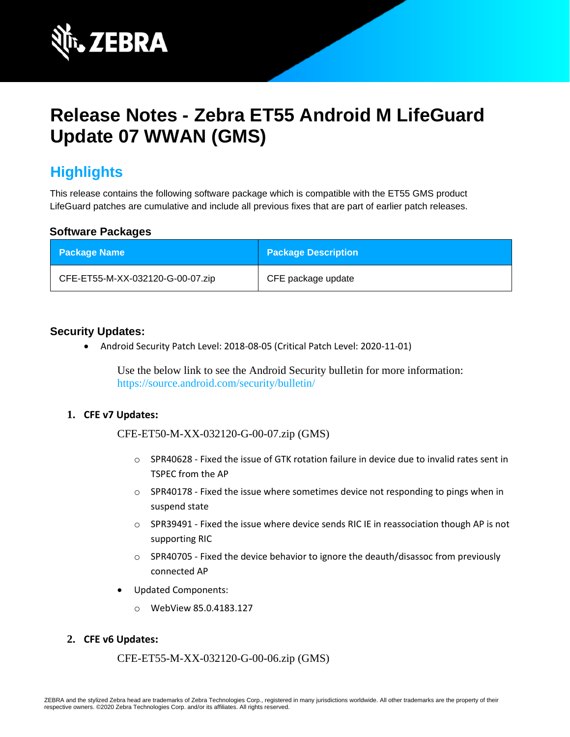# Release Notes - Zebra ET55 Android M LifeGuard Update 07 WWAN (GMS)

## Highlights

This release contains the following software package which is compatible with the ET55 GMS product LifeGuard patches are cumulative and include all previous fixes that are part of earlier patch releases.

### Software Packages

| Package Name | Package Description |
| --- | --- |
| CFE-ET55-M-XX-032120-G-00-07.zip | CFE package update |

### Security Updates:

- Android Security Patch Level: 2018-08-05 (Critical Patch Level: 2020-11-01)

  Use the below link to see the Android Security bulletin for more information: https://source.android.com/security/bulletin/

1. **CFE v7 Updates:**

   CFE-ET50-M-XX-032120-G-00-07.zip (GMS)

   - SPR40628 - Fixed the issue of GTK rotation failure in device due to invalid rates sent in TSPEC from the AP
   - SPR40178 - Fixed the issue where sometimes device not responding to pings when in suspend state
   - SPR39491 - Fixed the issue where device sends RIC IE in reassociation though AP is not supporting RIC
   - SPR40705 - Fixed the device behavior to ignore the deauth/disassoc from previously connected AP

   - Updated Components:
     - WebView 85.0.4183.127

2. **CFE v6 Updates:**

   CFE-ET55-M-XX-032120-G-00-06.zip (GMS)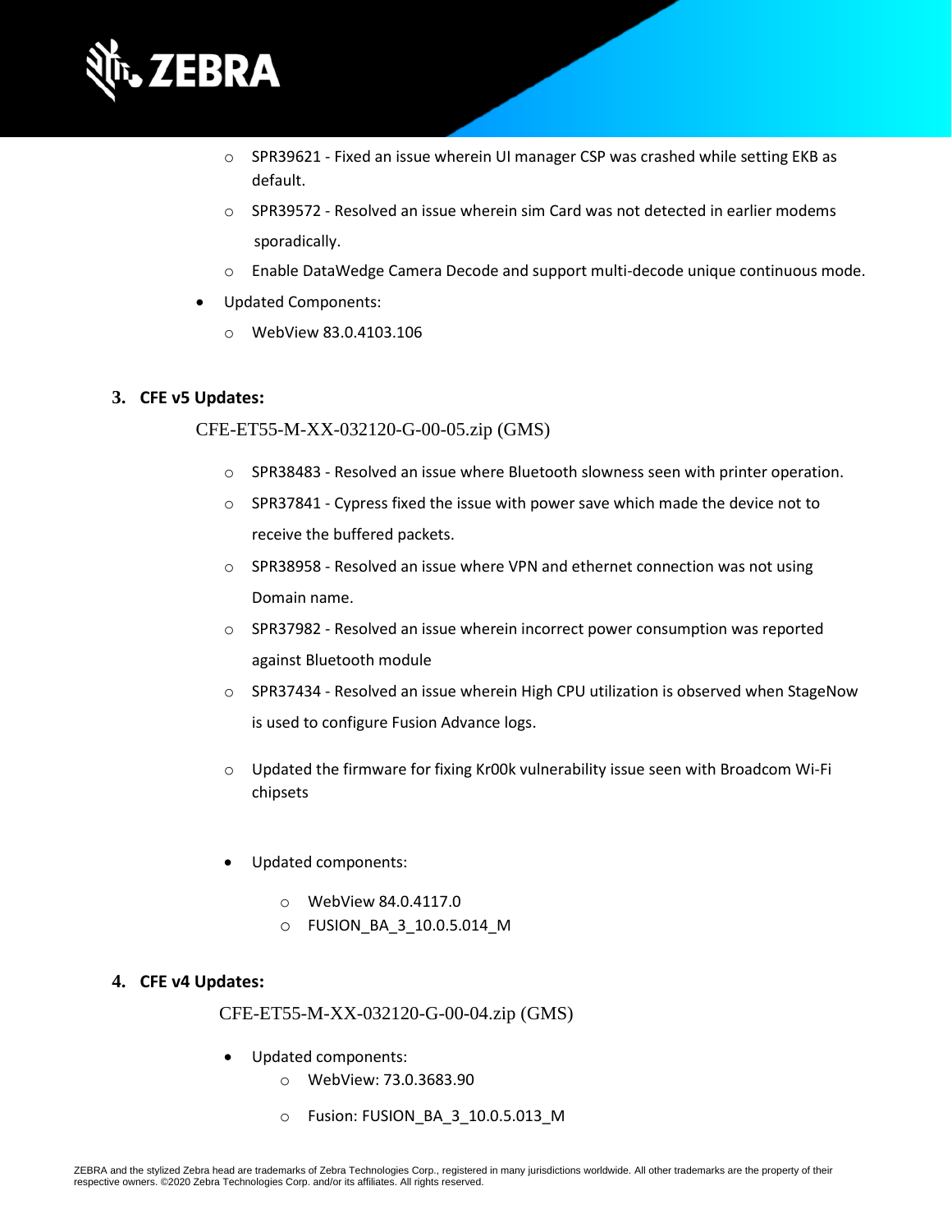- SPR39621 - Fixed an issue wherein UI manager CSP was crashed while setting EKB as default.
- SPR39572 - Resolved an issue wherein sim Card was not detected in earlier modems sporadically.
- Enable DataWedge Camera Decode and support multi-decode unique continuous mode.

- Updated Components:
  - WebView 83.0.4103.106

3. **CFE v5 Updates:**

CFE-ET55-M-XX-032120-G-00-05.zip (GMS)

- SPR38483 - Resolved an issue where Bluetooth slowness seen with printer operation.
- SPR37841 - Cypress fixed the issue with power save which made the device not to receive the buffered packets.
- SPR38958 - Resolved an issue where VPN and ethernet connection was not using Domain name.
- SPR37982 - Resolved an issue wherein incorrect power consumption was reported against Bluetooth module
- SPR37434 - Resolved an issue wherein High CPU utilization is observed when StageNow is used to configure Fusion Advance logs.
- Updated the firmware for fixing Kr00k vulnerability issue seen with Broadcom Wi-Fi chipsets

- Updated components:
  - WebView 84.0.4117.0
  - FUSION_BA_3_10.0.5.014_M

4. **CFE v4 Updates:**

CFE-ET55-M-XX-032120-G-00-04.zip (GMS)

- Updated components:
  - WebView: 73.0.3683.90
  - Fusion: FUSION_BA_3_10.0.5.013_M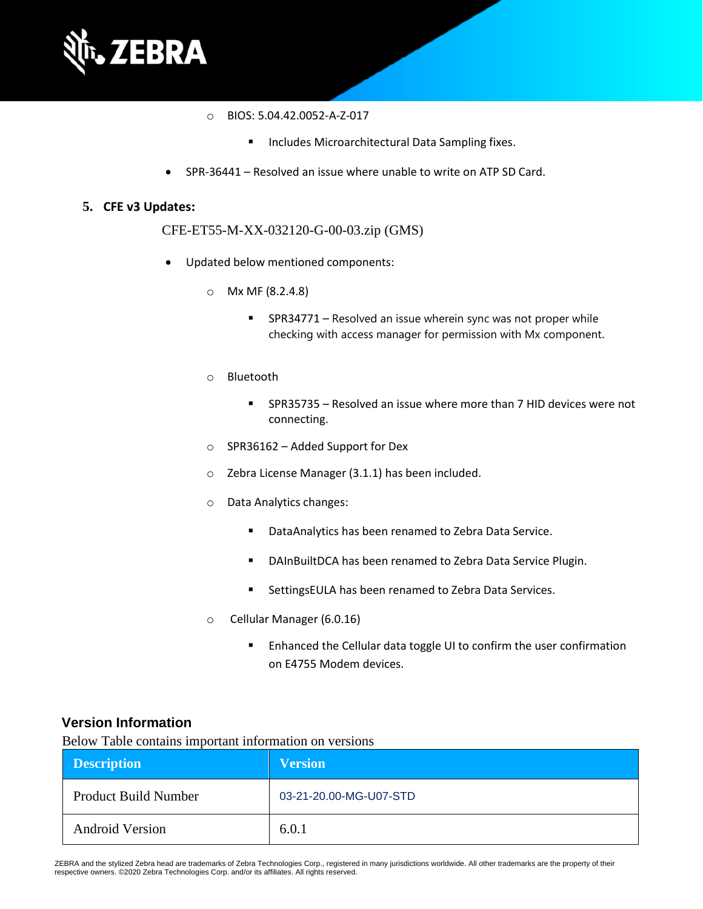- BIOS: 5.04.42.0052-A-Z-017
    - Includes Microarchitectural Data Sampling fixes.
- SPR-36441 – Resolved an issue where unable to write on ATP SD Card.

5. **CFE v3 Updates:**

   CFE-ET55-M-XX-032120-G-00-03.zip (GMS)

   - Updated below mentioned components:
     - Mx MF (8.2.4.8)
       - SPR34771 – Resolved an issue wherein sync was not proper while checking with access manager for permission with Mx component.
     - Bluetooth
       - SPR35735 – Resolved an issue where more than 7 HID devices were not connecting.
     - SPR36162 – Added Support for Dex
     - Zebra License Manager (3.1.1) has been included.
     - Data Analytics changes:
       - DataAnalytics has been renamed to Zebra Data Service.
       - DAInBuiltDCA has been renamed to Zebra Data Service Plugin.
       - SettingsEULA has been renamed to Zebra Data Services.
     - Cellular Manager (6.0.16)
       - Enhanced the Cellular data toggle UI to confirm the user confirmation on E4755 Modem devices.

## Version Information

Below Table contains important information on versions

| Description | Version |
|---|---|
| Product Build Number | 03-21-20.00-MG-U07-STD |
| Android Version | 6.0.1 |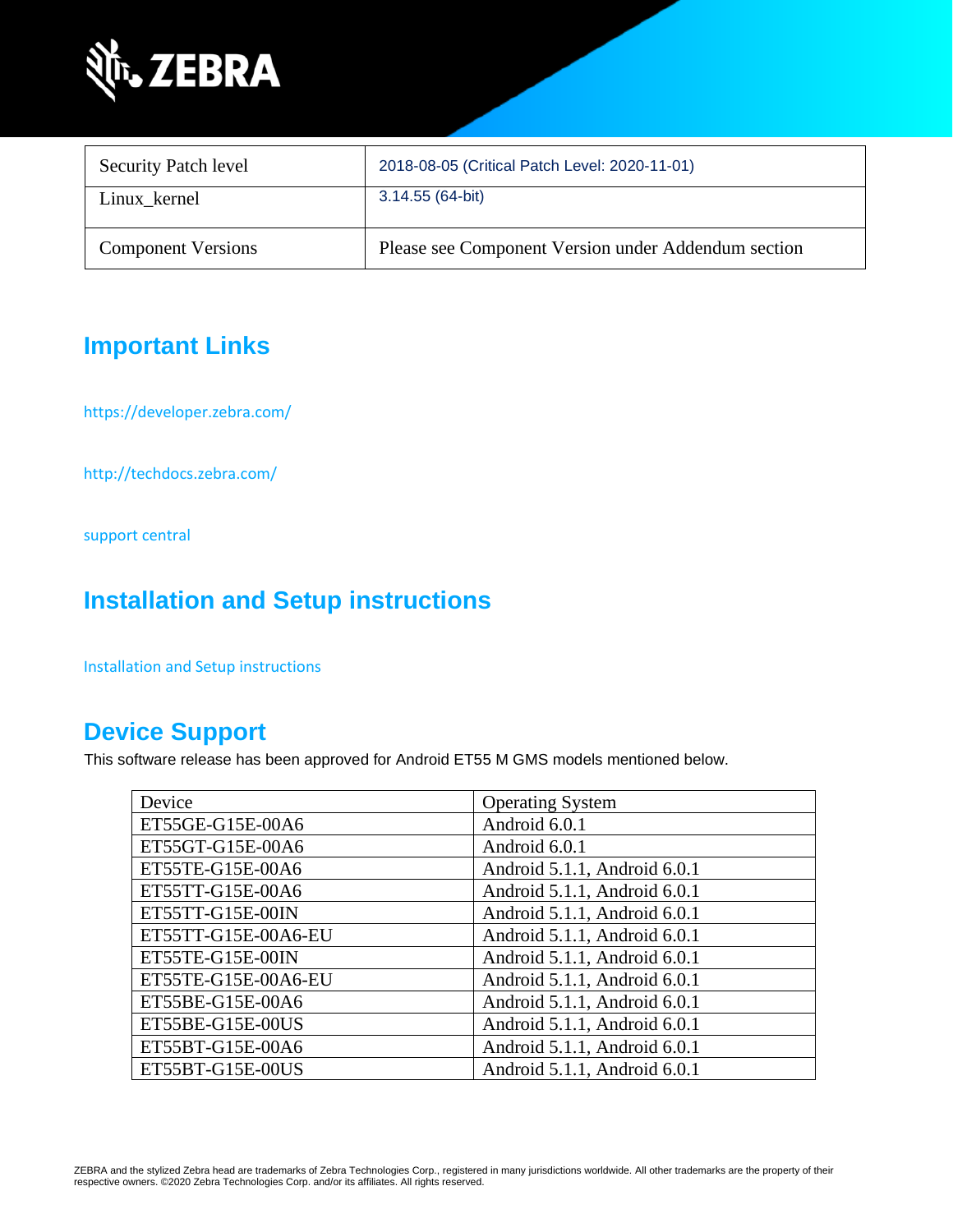| Security Patch level | 2018-08-05 (Critical Patch Level: 2020-11-01) |
|---|---|
| Linux_kernel | 3.14.55 (64-bit) |
| Component Versions | Please see Component Version under Addendum section |

## Important Links

https://developer.zebra.com/

http://techdocs.zebra.com/

support central

## Installation and Setup instructions

Installation and Setup instructions

## Device Support

This software release has been approved for Android ET55 M GMS models mentioned below.

| Device | Operating System |
|---|---|
| ET55GE-G15E-00A6 | Android 6.0.1 |
| ET55GT-G15E-00A6 | Android 6.0.1 |
| ET55TE-G15E-00A6 | Android 5.1.1, Android 6.0.1 |
| ET55TT-G15E-00A6 | Android 5.1.1, Android 6.0.1 |
| ET55TT-G15E-00IN | Android 5.1.1, Android 6.0.1 |
| ET55TT-G15E-00A6-EU | Android 5.1.1, Android 6.0.1 |
| ET55TE-G15E-00IN | Android 5.1.1, Android 6.0.1 |
| ET55TE-G15E-00A6-EU | Android 5.1.1, Android 6.0.1 |
| ET55BE-G15E-00A6 | Android 5.1.1, Android 6.0.1 |
| ET55BE-G15E-00US | Android 5.1.1, Android 6.0.1 |
| ET55BT-G15E-00A6 | Android 5.1.1, Android 6.0.1 |
| ET55BT-G15E-00US | Android 5.1.1, Android 6.0.1 |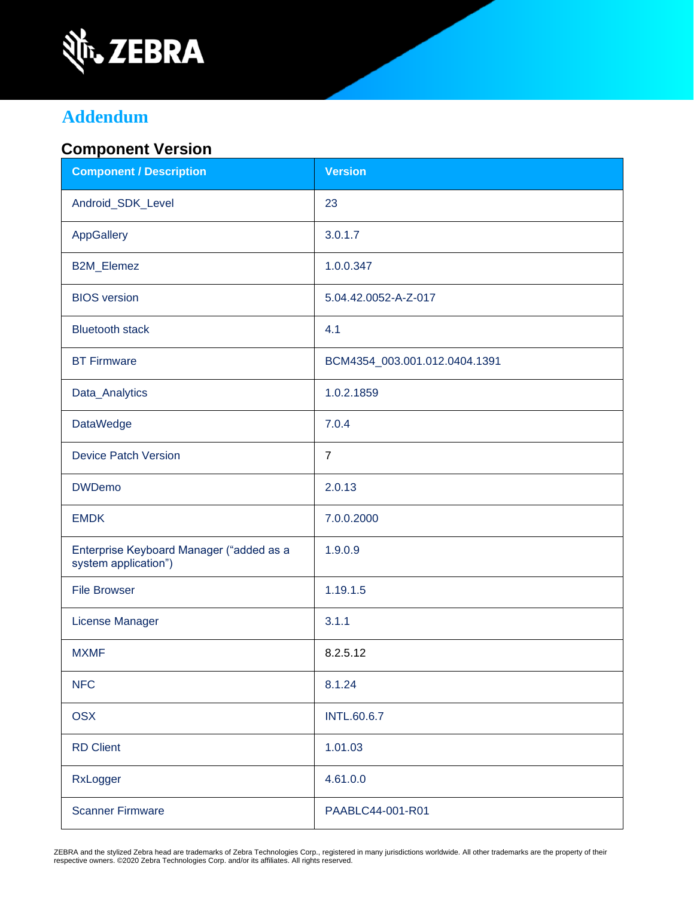# Addendum

## Component Version

| Component / Description | Version |
| --- | --- |
| Android_SDK_Level | 23 |
| AppGallery | 3.0.1.7 |
| B2M_Elemez | 1.0.0.347 |
| BIOS version | 5.04.42.0052-A-Z-017 |
| Bluetooth stack | 4.1 |
| BT Firmware | BCM4354_003.001.012.0404.1391 |
| Data_Analytics | 1.0.2.1859 |
| DataWedge | 7.0.4 |
| Device Patch Version | 7 |
| DWDemo | 2.0.13 |
| EMDK | 7.0.0.2000 |
| Enterprise Keyboard Manager ("added as a system application") | 1.9.0.9 |
| File Browser | 1.19.1.5 |
| License Manager | 3.1.1 |
| MXMF | 8.2.5.12 |
| NFC | 8.1.24 |
| OSX | INTL.60.6.7 |
| RD Client | 1.01.03 |
| RxLogger | 4.61.0.0 |
| Scanner Firmware | PAABLC44-001-R01 |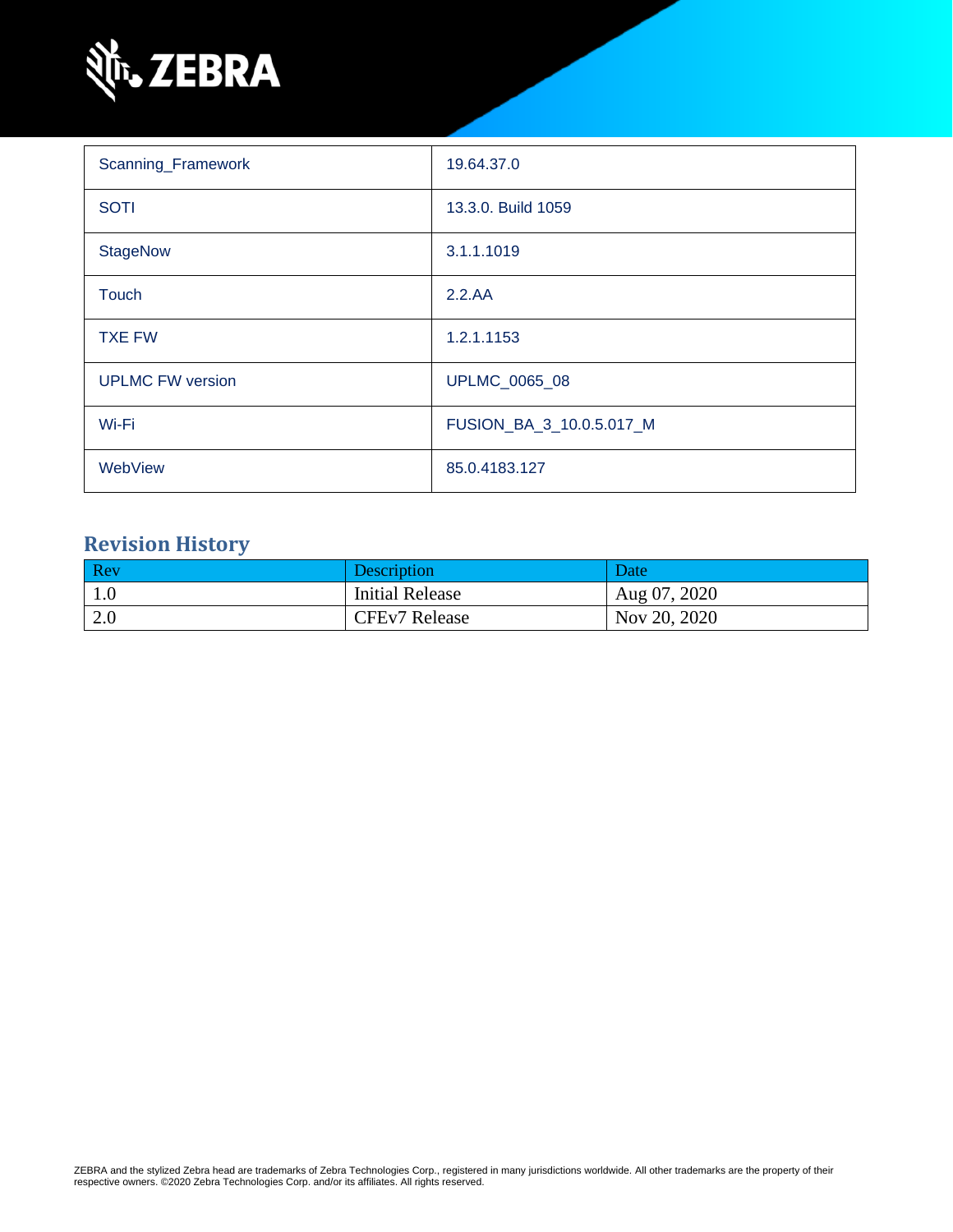| | |
|---|---|
| Scanning_Framework | 19.64.37.0 |
| SOTI | 13.3.0. Build 1059 |
| StageNow | 3.1.1.1019 |
| Touch | 2.2.AA |
| TXE FW | 1.2.1.1153 |
| UPLMC FW version | UPLMC_0065_08 |
| Wi-Fi | FUSION_BA_3_10.0.5.017_M |
| WebView | 85.0.4183.127 |

## Revision History

| Rev | Description | Date |
|---|---|---|
| 1.0 | Initial Release | Aug 07, 2020 |
| 2.0 | CFEv7 Release | Nov 20, 2020 |

ZEBRA and the stylized Zebra head are trademarks of Zebra Technologies Corp., registered in many jurisdictions worldwide. All other trademarks are the property of their respective owners. ©2020 Zebra Technologies Corp. and/or its affiliates. All rights reserved.